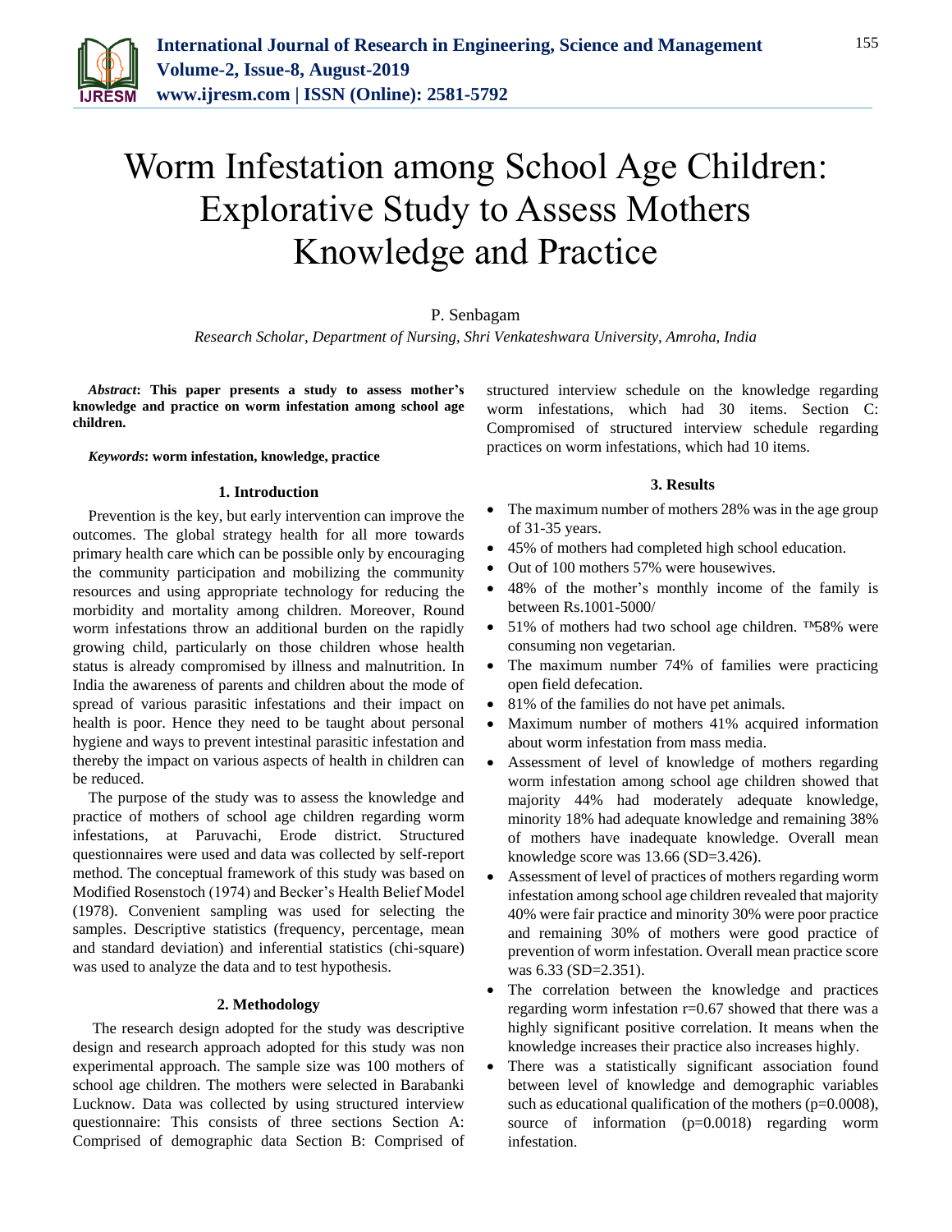# Worm Infestation among School Age Children: Explorative Study to Assess Mothers Knowledge and Practice

P. Senbagam

*Research Scholar, Department of Nursing, Shri Venkateshwara University, Amroha, India*

***Abstract*: This paper presents a study to assess mother's knowledge and practice on worm infestation among school age children.**

***Keywords*: worm infestation, knowledge, practice**

## 1. Introduction

Prevention is the key, but early intervention can improve the outcomes. The global strategy health for all more towards primary health care which can be possible only by encouraging the community participation and mobilizing the community resources and using appropriate technology for reducing the morbidity and mortality among children. Moreover, Round worm infestations throw an additional burden on the rapidly growing child, particularly on those children whose health status is already compromised by illness and malnutrition. In India the awareness of parents and children about the mode of spread of various parasitic infestations and their impact on health is poor. Hence they need to be taught about personal hygiene and ways to prevent intestinal parasitic infestation and thereby the impact on various aspects of health in children can be reduced.

The purpose of the study was to assess the knowledge and practice of mothers of school age children regarding worm infestations, at Paruvachi, Erode district. Structured questionnaires were used and data was collected by self-report method. The conceptual framework of this study was based on Modified Rosenstoch (1974) and Becker's Health Belief Model (1978). Convenient sampling was used for selecting the samples. Descriptive statistics (frequency, percentage, mean and standard deviation) and inferential statistics (chi-square) was used to analyze the data and to test hypothesis.

## 2. Methodology

The research design adopted for the study was descriptive design and research approach adopted for this study was non experimental approach. The sample size was 100 mothers of school age children. The mothers were selected in Barabanki Lucknow. Data was collected by using structured interview questionnaire: This consists of three sections Section A: Comprised of demographic data Section B: Comprised of structured interview schedule on the knowledge regarding worm infestations, which had 30 items. Section C: Compromised of structured interview schedule regarding practices on worm infestations, which had 10 items.

## 3. Results

- The maximum number of mothers 28% was in the age group of 31-35 years.
- 45% of mothers had completed high school education.
- Out of 100 mothers 57% were housewives.
- 48% of the mother's monthly income of the family is between Rs.1001-5000/
- 51% of mothers had two school age children. ™58% were consuming non vegetarian.
- The maximum number 74% of families were practicing open field defecation.
- 81% of the families do not have pet animals.
- Maximum number of mothers 41% acquired information about worm infestation from mass media.
- Assessment of level of knowledge of mothers regarding worm infestation among school age children showed that majority 44% had moderately adequate knowledge, minority 18% had adequate knowledge and remaining 38% of mothers have inadequate knowledge. Overall mean knowledge score was 13.66 (SD=3.426).
- Assessment of level of practices of mothers regarding worm infestation among school age children revealed that majority 40% were fair practice and minority 30% were poor practice and remaining 30% of mothers were good practice of prevention of worm infestation. Overall mean practice score was 6.33 (SD=2.351).
- The correlation between the knowledge and practices regarding worm infestation r=0.67 showed that there was a highly significant positive correlation. It means when the knowledge increases their practice also increases highly.
- There was a statistically significant association found between level of knowledge and demographic variables such as educational qualification of the mothers (p=0.0008), source of information (p=0.0018) regarding worm infestation.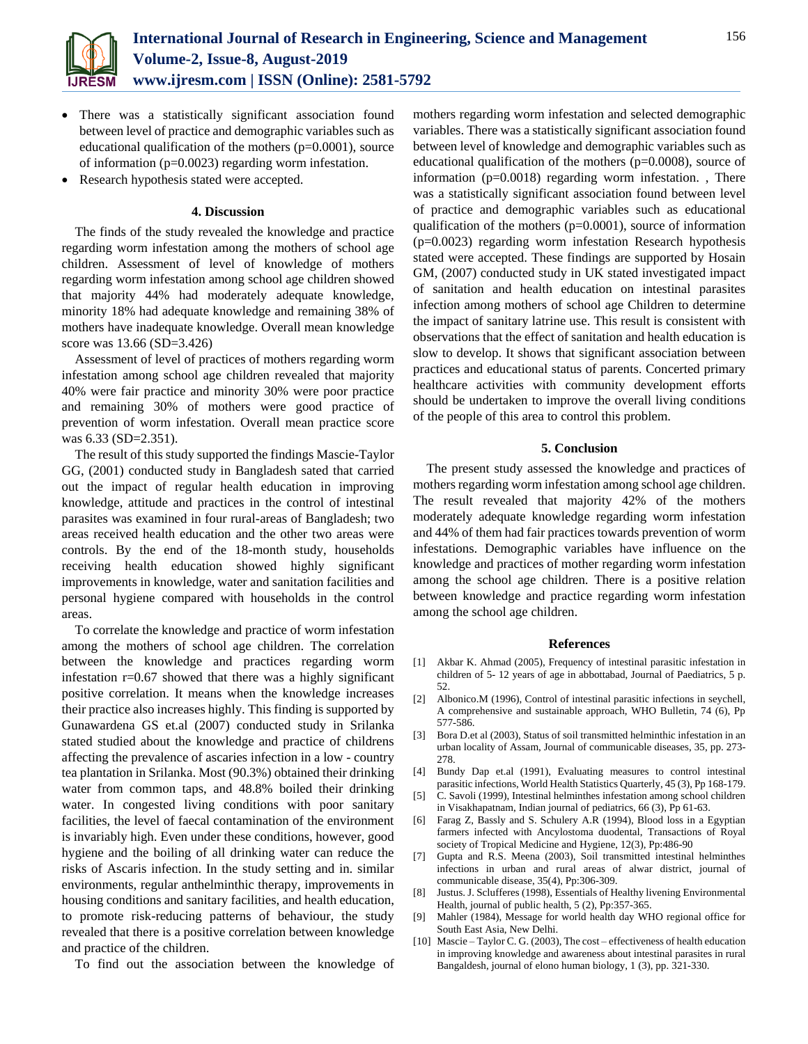- There was a statistically significant association found between level of practice and demographic variables such as educational qualification of the mothers (p=0.0001), source of information (p=0.0023) regarding worm infestation.
- Research hypothesis stated were accepted.

## 4. Discussion

The finds of the study revealed the knowledge and practice regarding worm infestation among the mothers of school age children. Assessment of level of knowledge of mothers regarding worm infestation among school age children showed that majority 44% had moderately adequate knowledge, minority 18% had adequate knowledge and remaining 38% of mothers have inadequate knowledge. Overall mean knowledge score was 13.66 (SD=3.426)

Assessment of level of practices of mothers regarding worm infestation among school age children revealed that majority 40% were fair practice and minority 30% were poor practice and remaining 30% of mothers were good practice of prevention of worm infestation. Overall mean practice score was 6.33 (SD=2.351).

The result of this study supported the findings Mascie-Taylor GG, (2001) conducted study in Bangladesh sated that carried out the impact of regular health education in improving knowledge, attitude and practices in the control of intestinal parasites was examined in four rural-areas of Bangladesh; two areas received health education and the other two areas were controls. By the end of the 18-month study, households receiving health education showed highly significant improvements in knowledge, water and sanitation facilities and personal hygiene compared with households in the control areas.

To correlate the knowledge and practice of worm infestation among the mothers of school age children. The correlation between the knowledge and practices regarding worm infestation r=0.67 showed that there was a highly significant positive correlation. It means when the knowledge increases their practice also increases highly. This finding is supported by Gunawardena GS et.al (2007) conducted study in Srilanka stated studied about the knowledge and practice of childrens affecting the prevalence of ascaries infection in a low - country tea plantation in Srilanka. Most (90.3%) obtained their drinking water from common taps, and 48.8% boiled their drinking water. In congested living conditions with poor sanitary facilities, the level of faecal contamination of the environment is invariably high. Even under these conditions, however, good hygiene and the boiling of all drinking water can reduce the risks of Ascaris infection. In the study setting and in. similar environments, regular anthelminthic therapy, improvements in housing conditions and sanitary facilities, and health education, to promote risk-reducing patterns of behaviour, the study revealed that there is a positive correlation between knowledge and practice of the children.

To find out the association between the knowledge of mothers regarding worm infestation and selected demographic variables. There was a statistically significant association found between level of knowledge and demographic variables such as educational qualification of the mothers (p=0.0008), source of information (p=0.0018) regarding worm infestation. , There was a statistically significant association found between level of practice and demographic variables such as educational qualification of the mothers (p=0.0001), source of information (p=0.0023) regarding worm infestation Research hypothesis stated were accepted. These findings are supported by Hosain GM, (2007) conducted study in UK stated investigated impact of sanitation and health education on intestinal parasites infection among mothers of school age Children to determine the impact of sanitary latrine use. This result is consistent with observations that the effect of sanitation and health education is slow to develop. It shows that significant association between practices and educational status of parents. Concerted primary healthcare activities with community development efforts should be undertaken to improve the overall living conditions of the people of this area to control this problem.

## 5. Conclusion

The present study assessed the knowledge and practices of mothers regarding worm infestation among school age children. The result revealed that majority 42% of the mothers moderately adequate knowledge regarding worm infestation and 44% of them had fair practices towards prevention of worm infestations. Demographic variables have influence on the knowledge and practices of mother regarding worm infestation among the school age children. There is a positive relation between knowledge and practice regarding worm infestation among the school age children.

## References

[1] Akbar K. Ahmad (2005), Frequency of intestinal parasitic infestation in children of 5- 12 years of age in abbottabad, Journal of Paediatrics, 5 p. 52.

[2] Albonico.M (1996), Control of intestinal parasitic infections in seychell, A comprehensive and sustainable approach, WHO Bulletin, 74 (6), Pp 577-586.

[3] Bora D.et al (2003), Status of soil transmitted helminthic infestation in an urban locality of Assam, Journal of communicable diseases, 35, pp. 273-278.

[4] Bundy Dap et.al (1991), Evaluating measures to control intestinal parasitic infections, World Health Statistics Quarterly, 45 (3), Pp 168-179.

[5] C. Savoli (1999), Intestinal helminthes infestation among school children in Visakhapatnam, Indian journal of pediatrics, 66 (3), Pp 61-63.

[6] Farag Z, Bassly and S. Schulery A.R (1994), Blood loss in a Egyptian farmers infected with Ancylostoma duodental, Transactions of Royal society of Tropical Medicine and Hygiene, 12(3), Pp:486-90

[7] Gupta and R.S. Meena (2003), Soil transmitted intestinal helminthes infections in urban and rural areas of alwar district, journal of communicable disease, 35(4), Pp:306-309.

[8] Justus. J. Sclufferes (1998), Essentials of Healthy livening Environmental Health, journal of public health, 5 (2), Pp:357-365.

[9] Mahler (1984), Message for world health day WHO regional office for South East Asia, New Delhi.

[10] Mascie – Taylor C. G. (2003), The cost – effectiveness of health education in improving knowledge and awareness about intestinal parasites in rural Bangaldesh, journal of elono human biology, 1 (3), pp. 321-330.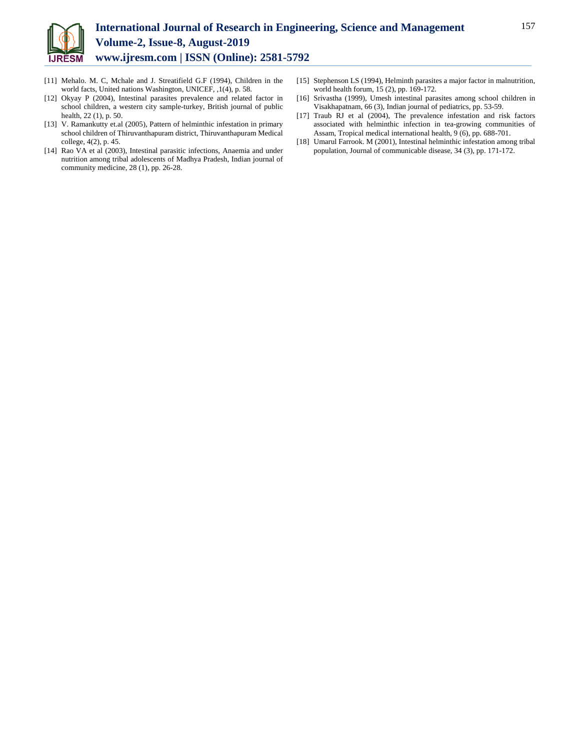[11] Mehalo. M. C, Mchale and J. Streatifield G.F (1994), Children in the world facts, United nations Washington, UNICEF, ,1(4), p. 58.

[12] Okyay P (2004), Intestinal parasites prevalence and related factor in school children, a western city sample-turkey, British journal of public health, 22 (1), p. 50.

[13] V. Ramankutty et.al (2005), Pattern of helminthic infestation in primary school children of Thiruvanthapuram district, Thiruvanthapuram Medical college, 4(2), p. 45.

[14] Rao VA et al (2003), Intestinal parasitic infections, Anaemia and under nutrition among tribal adolescents of Madhya Pradesh, Indian journal of community medicine, 28 (1), pp. 26-28.

[15] Stephenson LS (1994), Helminth parasites a major factor in malnutrition, world health forum, 15 (2), pp. 169-172.

[16] Srivastha (1999), Umesh intestinal parasites among school children in Visakhapatnam, 66 (3), Indian journal of pediatrics, pp. 53-59.

[17] Traub RJ et al (2004), The prevalence infestation and risk factors associated with helminthic infection in tea-growing communities of Assam, Tropical medical international health, 9 (6), pp. 688-701.

[18] Umarul Farrook. M (2001), Intestinal helminthic infestation among tribal population, Journal of communicable disease, 34 (3), pp. 171-172.